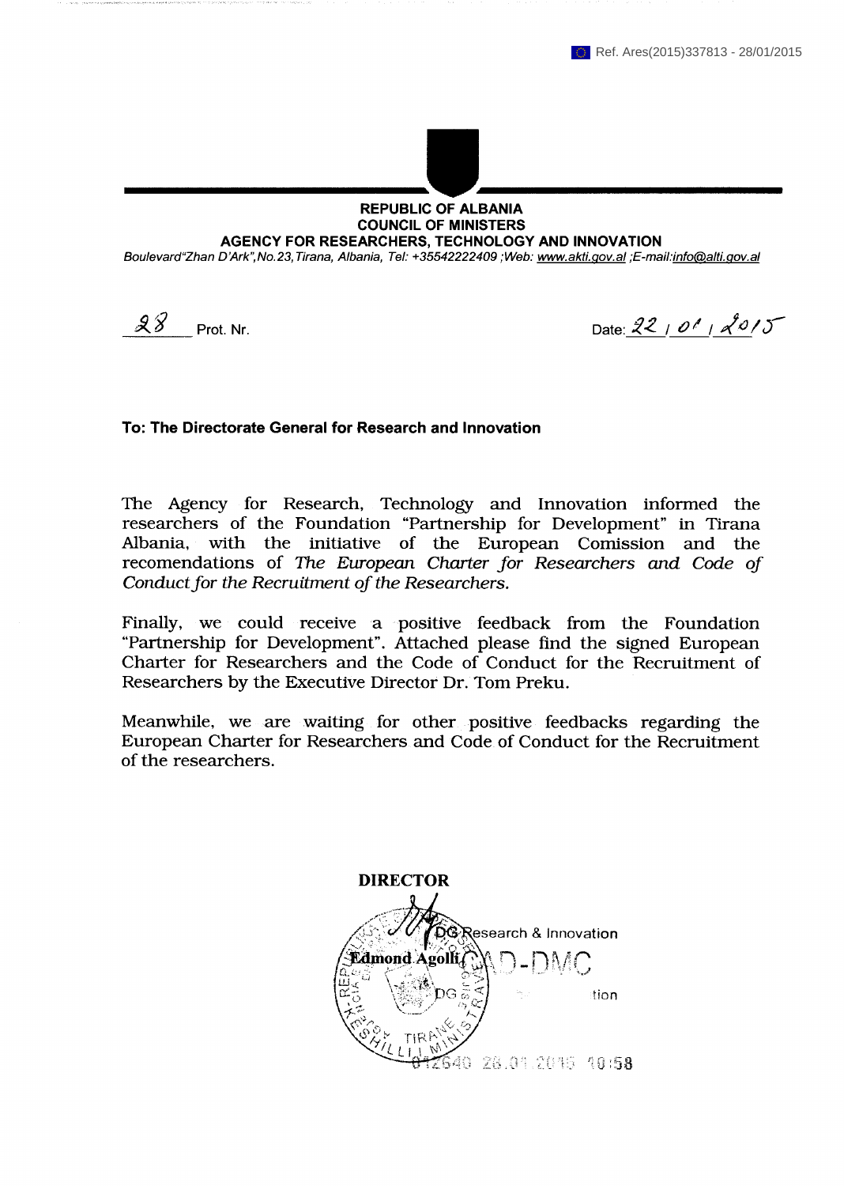Ref. Ares(2015)337813 - 28/01/2015

**REPUBLIC OF ALBANIA**
**COUNCIL OF MINISTERS**
**AGENCY FOR RESEARCHERS, TECHNOLOGY AND INNOVATION**

*Boulevard"Zhan D'Ark",No.23,Tirana, Albania, Tel: +35542222409 ;Web: www.akti.gov.al ;E-mail:info@alti.gov.al*

28 Prot. Nr.

Date: 22 / 01 / 2015

**To: The Directorate General for Research and Innovation**

The Agency for Research, Technology and Innovation informed the researchers of the Foundation "Partnership for Development" in Tirana Albania, with the initiative of the European Comission and the recomendations of *The European Charter for Researchers and Code of Conduct for the Recruitment of the Researchers.*

Finally, we could receive a positive feedback from the Foundation "Partnership for Development". Attached please find the signed European Charter for Researchers and the Code of Conduct for the Recruitment of Researchers by the Executive Director Dr. Tom Preku.

Meanwhile, we are waiting for other positive feedbacks regarding the European Charter for Researchers and Code of Conduct for the Recruitment of the researchers.

**DIRECTOR**

**Edmond Agolli**

DG Research & Innovation
AD-DMC
tion
012640 28.01.2015 10:58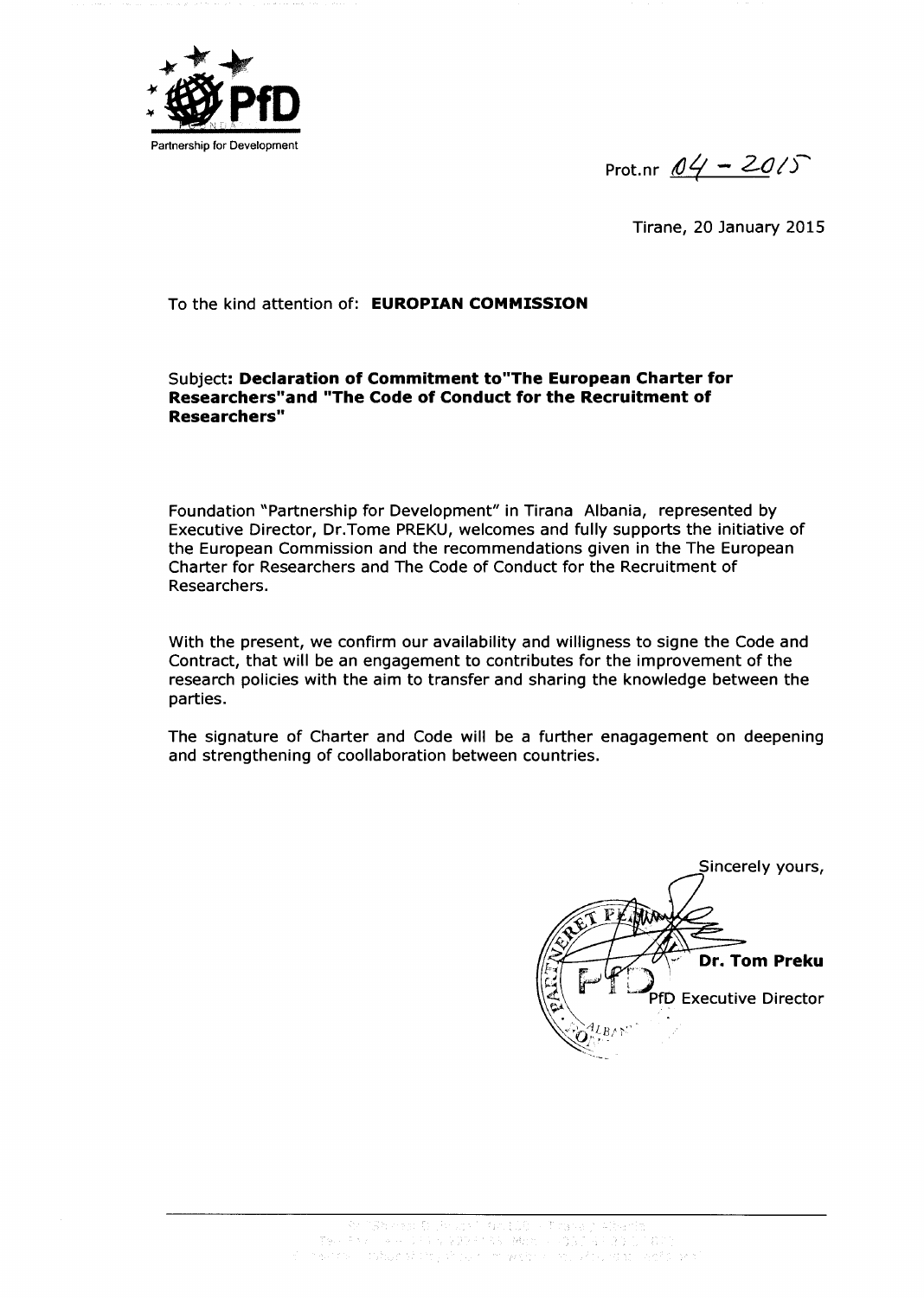PfD

Partnership for Development

Prot.nr 04 - 2015

Tirane, 20 January 2015

To the kind attention of: **EUROPIAN COMMISSION**

Subject: **Declaration of Commitment to"The European Charter for Researchers"and "The Code of Conduct for the Recruitment of Researchers"**

Foundation "Partnership for Development" in Tirana Albania, represented by Executive Director, Dr.Tome PREKU, welcomes and fully supports the initiative of the European Commission and the recommendations given in the The European Charter for Researchers and The Code of Conduct for the Recruitment of Researchers.

With the present, we confirm our availability and willigness to signe the Code and Contract, that will be an engagement to contributes for the improvement of the research policies with the aim to transfer and sharing the knowledge between the parties.

The signature of Charter and Code will be a further enagagement on deepening and strengthening of coollaboration between countries.

Sincerely yours,

**Dr. Tom Preku**

PfD Executive Director